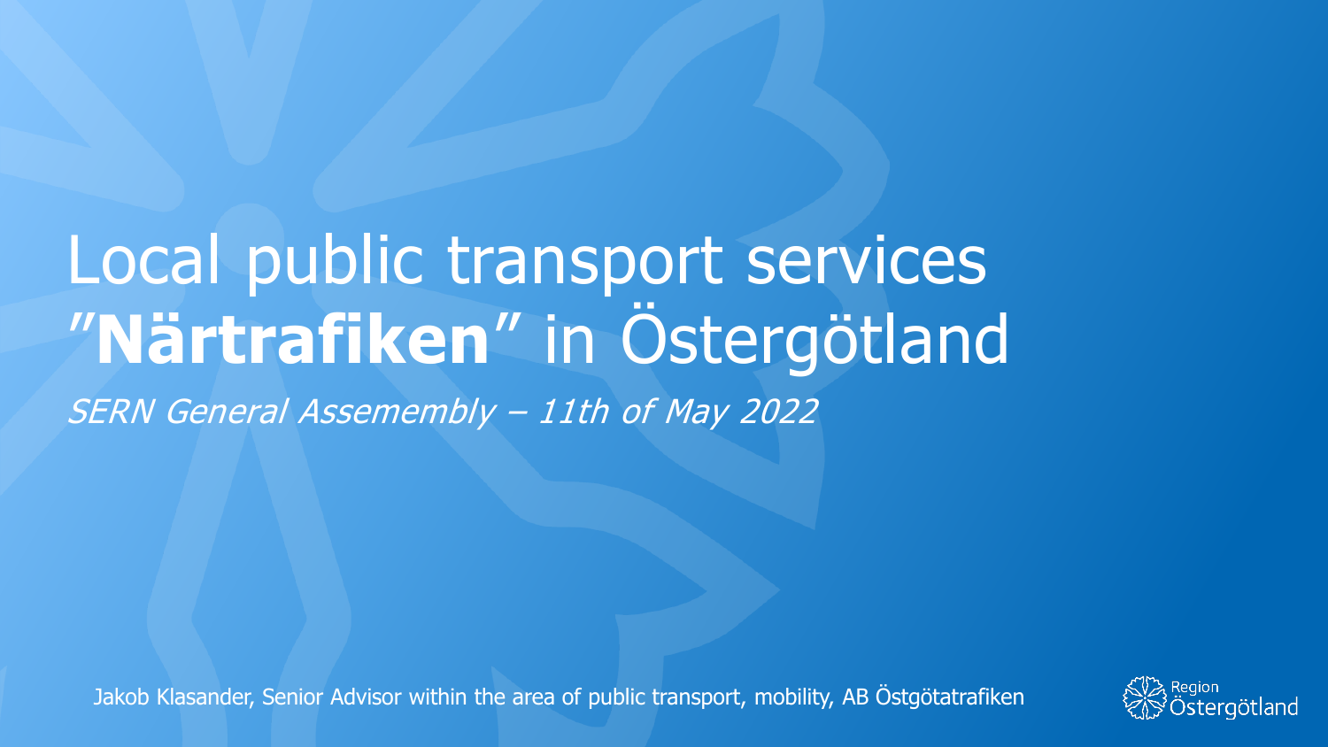# Local public transport services ”**Närtrafiken**” in Östergötland

*SERN General Assemembly – 11th of May 2022*

Jakob Klasander, Senior Advisor within the area of public transport, mobility, AB Östgötatrafiken

Region Östergötland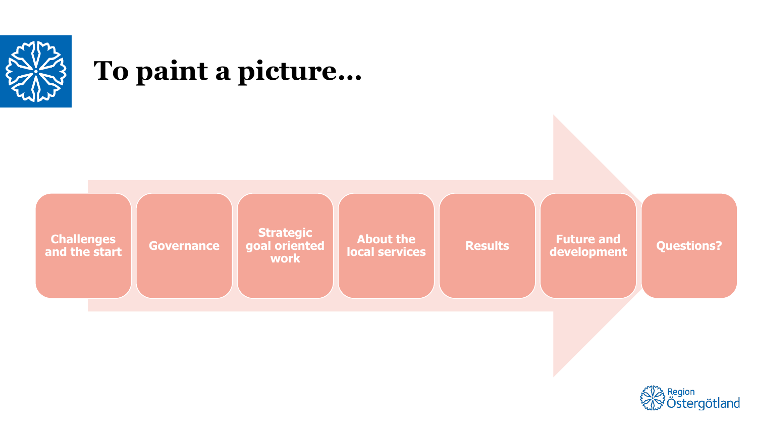# To paint a picture...

- Challenges and the start
- Governance
- Strategic goal oriented work
- About the local services
- Results
- Future and development
- Questions?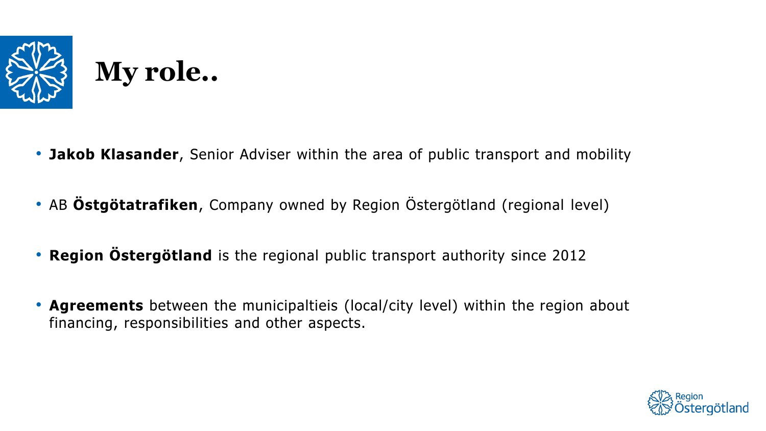# My role..

- **Jakob Klasander**, Senior Adviser within the area of public transport and mobility
- AB **Östgötatrafiken**, Company owned by Region Östergötland (regional level)
- **Region Östergötland** is the regional public transport authority since 2012
- **Agreements** between the municipaltieis (local/city level) within the region about financing, responsibilities and other aspects.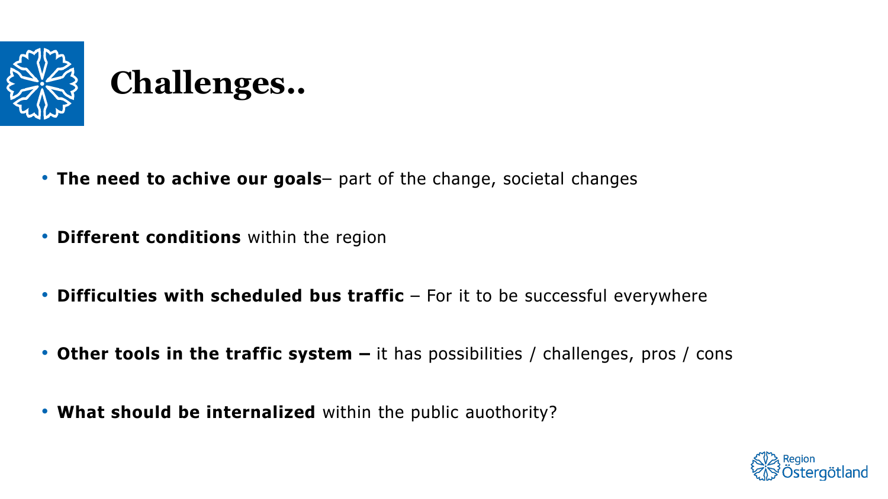# Challenges..

- **The need to achive our goals**– part of the change, societal changes
- **Different conditions** within the region
- **Difficulties with scheduled bus traffic** – For it to be successful everywhere
- **Other tools in the traffic system –** it has possibilities / challenges, pros / cons
- **What should be internalized** within the public auothority?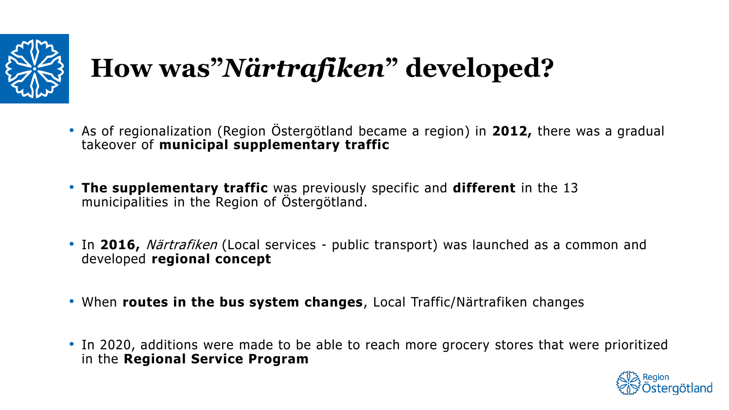# How was"*Närtrafiken*" developed?

- As of regionalization (Region Östergötland became a region) in **2012,** there was a gradual takeover of **municipal supplementary traffic**
- **The supplementary traffic** was previously specific and **different** in the 13 municipalities in the Region of Östergötland.
- In **2016,** *Närtrafiken* (Local services - public transport) was launched as a common and developed **regional concept**
- When **routes in the bus system changes**, Local Traffic/Närtrafiken changes
- In 2020, additions were made to be able to reach more grocery stores that were prioritized in the **Regional Service Program**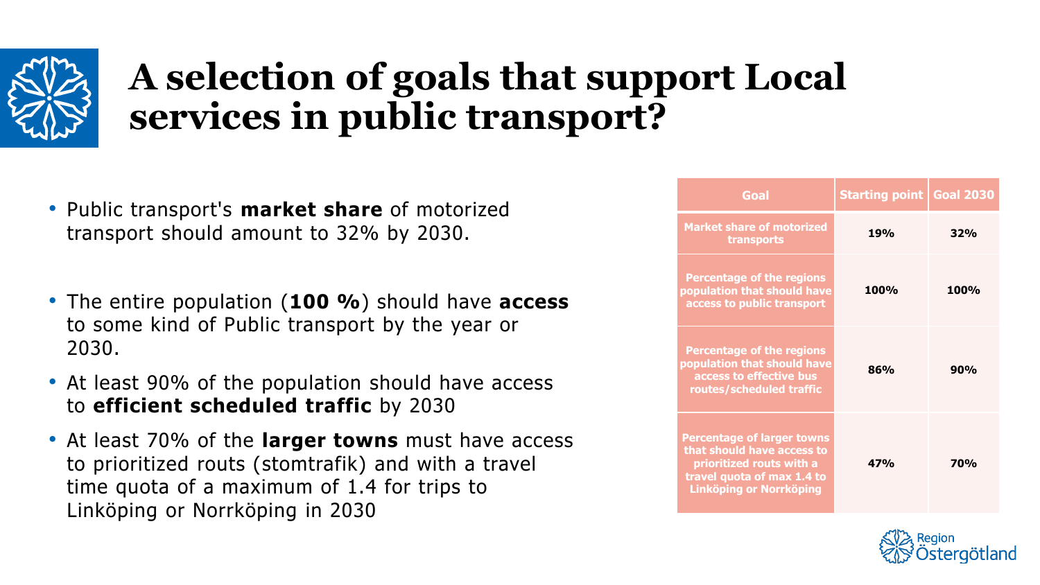# A selection of goals that support Local services in public transport?

- Public transport's **market share** of motorized transport should amount to 32% by 2030.

- The entire population (**100 %**) should have **access** to some kind of Public transport by the year or 2030.
- At least 90% of the population should have access to **efficient scheduled traffic** by 2030
- At least 70% of the **larger towns** must have access to prioritized routs (stomtrafik) and with a travel time quota of a maximum of 1.4 for trips to Linköping or Norrköping in 2030

| Goal | Starting point | Goal 2030 |
|---|---|---|
| Market share of motorized transports | 19% | 32% |
| Percentage of the regions population that should have access to public transport | 100% | 100% |
| Percentage of the regions population that should have access to effective bus routes/scheduled traffic | 86% | 90% |
| Percentage of larger towns that should have access to prioritized routs with a travel quota of max 1.4 to Linköping or Norrköping | 47% | 70% |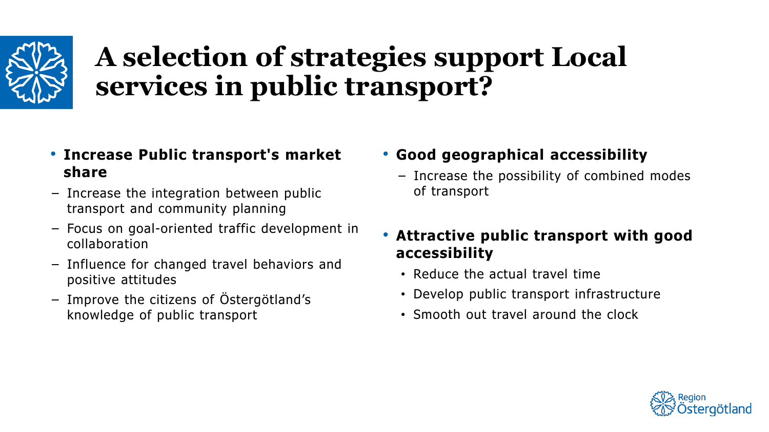# A selection of strategies support Local services in public transport?

- **Increase Public transport's market share**
  - Increase the integration between public transport and community planning
  - Focus on goal-oriented traffic development in collaboration
  - Influence for changed travel behaviors and positive attitudes
  - Improve the citizens of Östergötland's knowledge of public transport

- **Good geographical accessibility**
  - Increase the possibility of combined modes of transport

- **Attractive public transport with good accessibility**
  - Reduce the actual travel time
  - Develop public transport infrastructure
  - Smooth out travel around the clock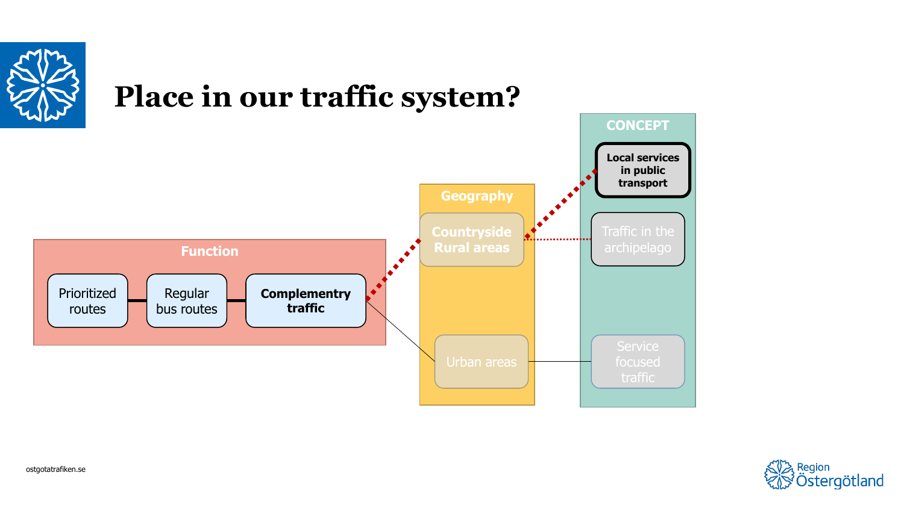# Place in our traffic system?

**Function**

- Prioritized routes
- Regular bus routes
- **Complementry traffic**

**Geography**

- **Countryside Rural areas**
- Urban areas

**CONCEPT**

- **Local services in public transport**
- Traffic in the archipelago
- Service focused traffic

ostgotatrafiken.se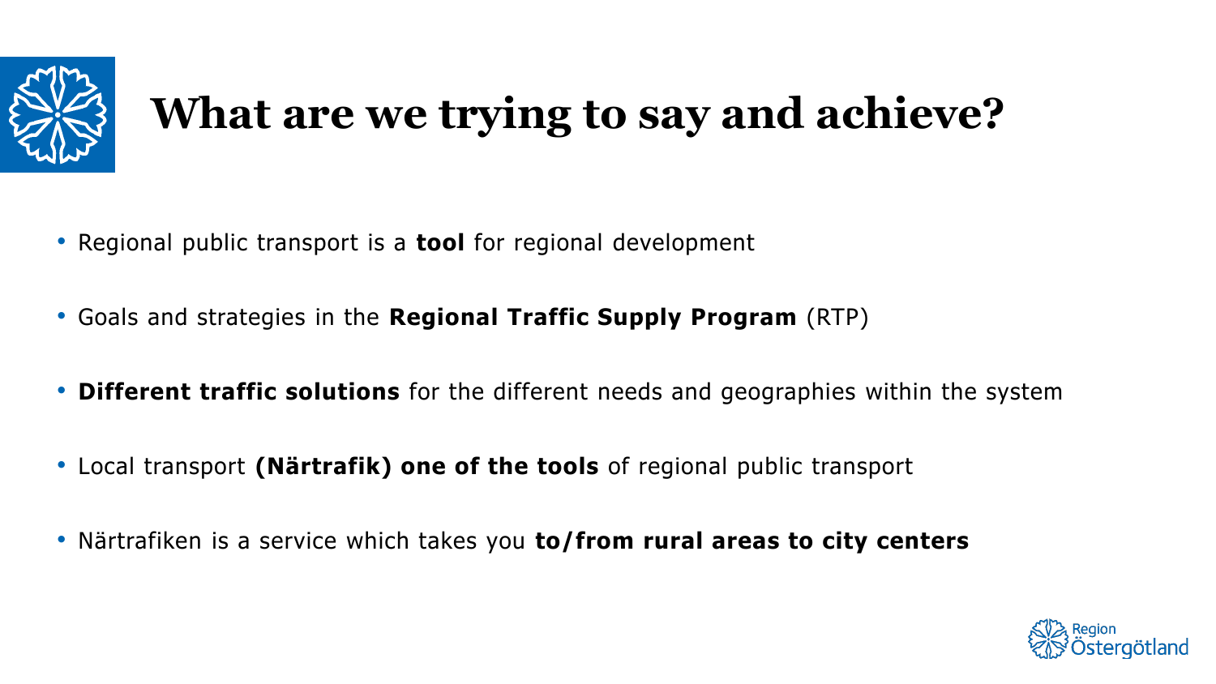# What are we trying to say and achieve?

- Regional public transport is a **tool** for regional development
- Goals and strategies in the **Regional Traffic Supply Program** (RTP)
- **Different traffic solutions** for the different needs and geographies within the system
- Local transport **(Närtrafik) one of the tools** of regional public transport
- Närtrafiken is a service which takes you **to/from rural areas to city centers**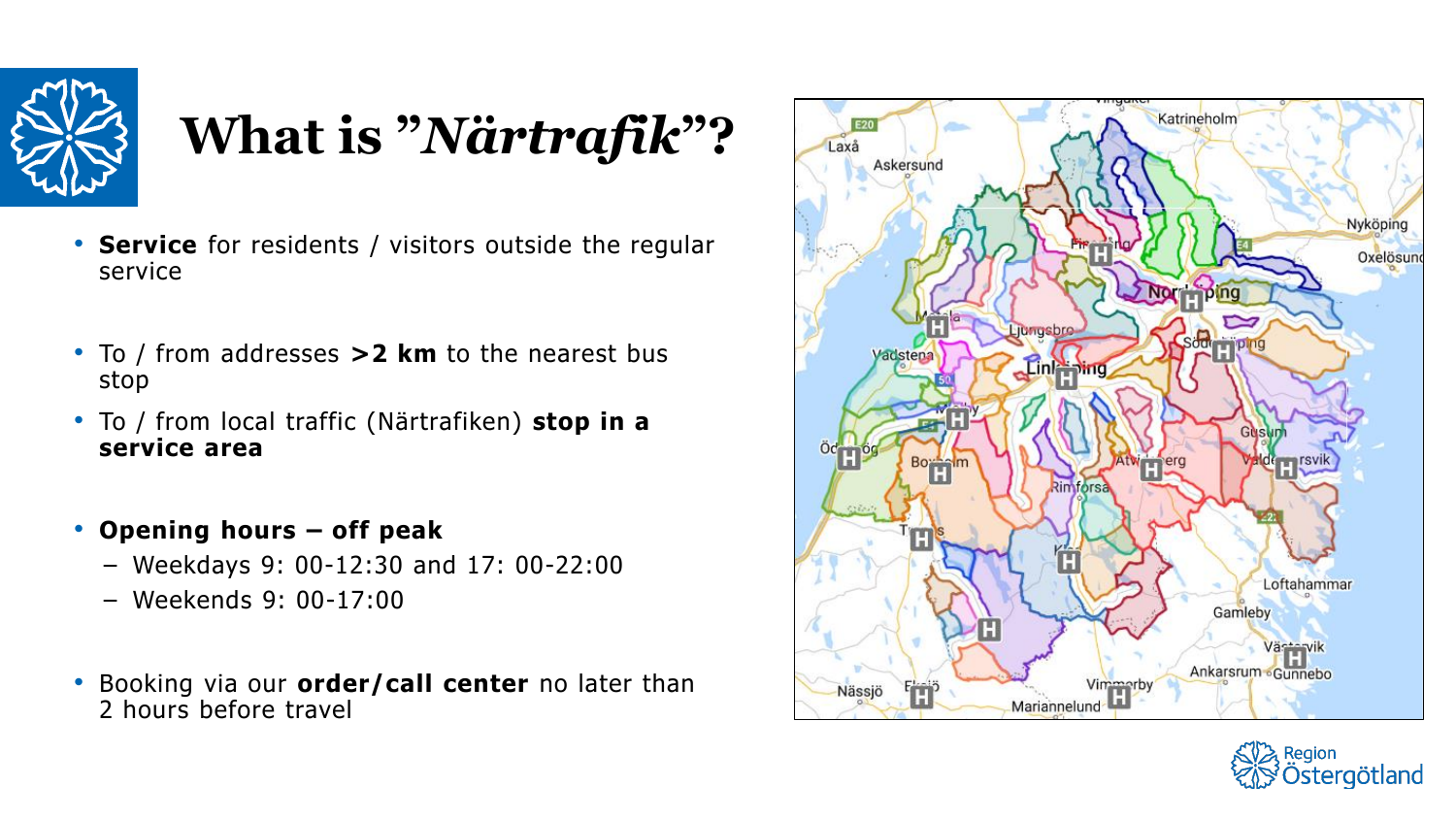# What is ”*Närtrafik*”?

- **Service** for residents / visitors outside the regular service
- To / from addresses **>2 km** to the nearest bus stop
- To / from local traffic (Närtrafiken) **stop in a service area**
- **Opening hours – off peak**
  - Weekdays 9: 00-12:30 and 17: 00-22:00
  - Weekends 9: 00-17:00
- Booking via our **order/call center** no later than 2 hours before travel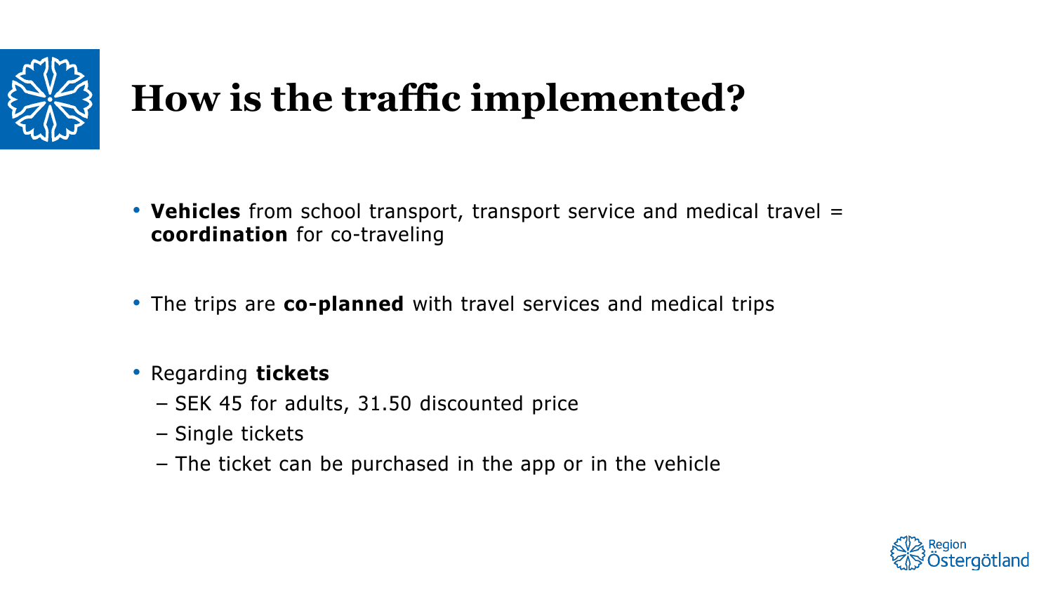# How is the traffic implemented?

- **Vehicles** from school transport, transport service and medical travel = **coordination** for co-traveling
- The trips are **co-planned** with travel services and medical trips
- Regarding **tickets**
  - SEK 45 for adults, 31.50 discounted price
  - Single tickets
  - The ticket can be purchased in the app or in the vehicle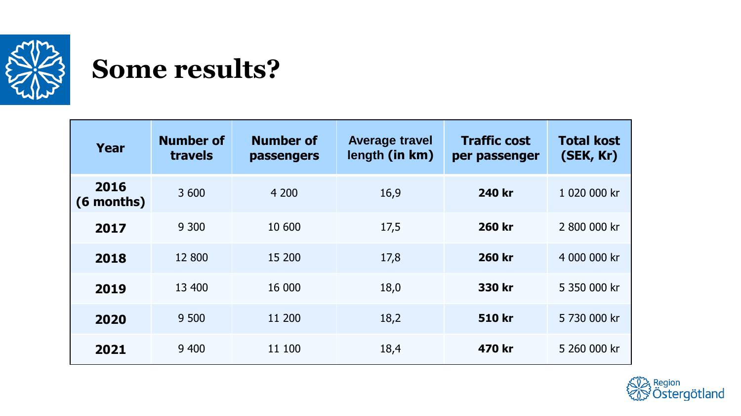# Some results?

| Year | Number of travels | Number of passengers | Average travel length (in km) | Traffic cost per passenger | Total kost (SEK, Kr) |
|---|---|---|---|---|---|
| **2016 (6 months)** | 3 600 | 4 200 | 16,9 | **240 kr** | 1 020 000 kr |
| **2017** | 9 300 | 10 600 | 17,5 | **260 kr** | 2 800 000 kr |
| **2018** | 12 800 | 15 200 | 17,8 | **260 kr** | 4 000 000 kr |
| **2019** | 13 400 | 16 000 | 18,0 | **330 kr** | 5 350 000 kr |
| **2020** | 9 500 | 11 200 | 18,2 | **510 kr** | 5 730 000 kr |
| **2021** | 9 400 | 11 100 | 18,4 | **470 kr** | 5 260 000 kr |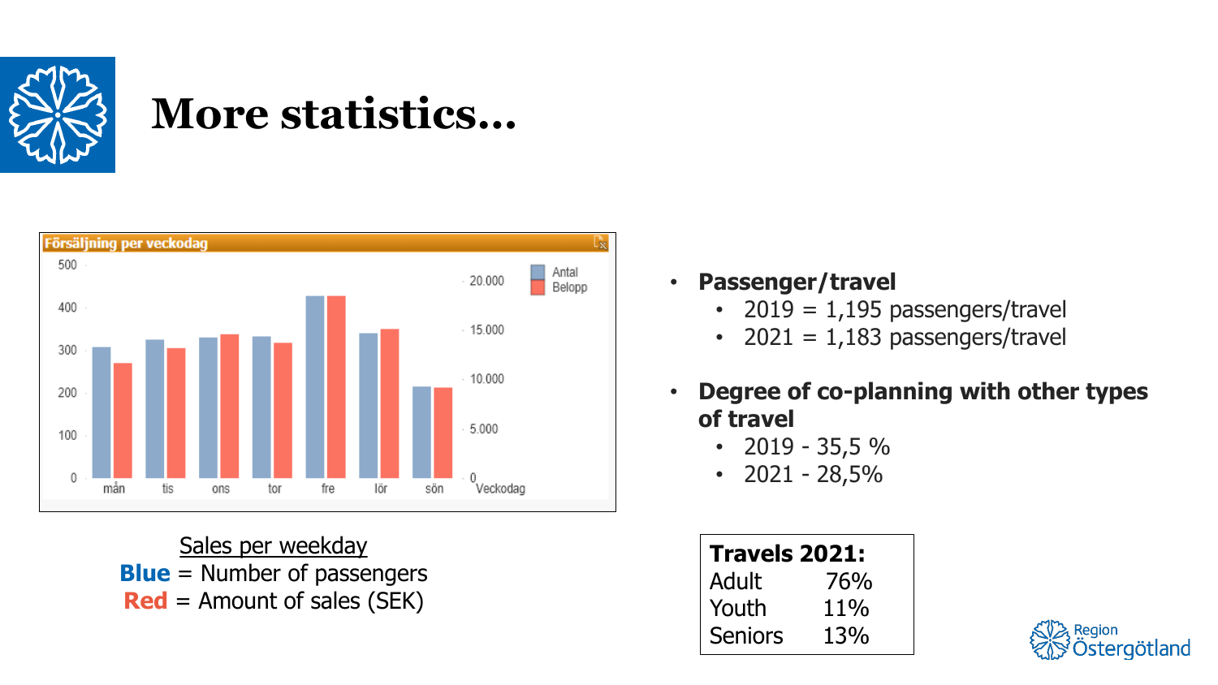# More statistics…

Försäljning per veckodag

Sales per weekday
**Blue** = Number of passengers
**Red** = Amount of sales (SEK)

- **Passenger/travel**
  - 2019 = 1,195 passengers/travel
  - 2021 = 1,183 passengers/travel
- **Degree of co-planning with other types of travel**
  - 2019 - 35,5 %
  - 2021 - 28,5%

| **Travels 2021:** | |
|---|---|
| Adult | 76% |
| Youth | 11% |
| Seniors | 13% |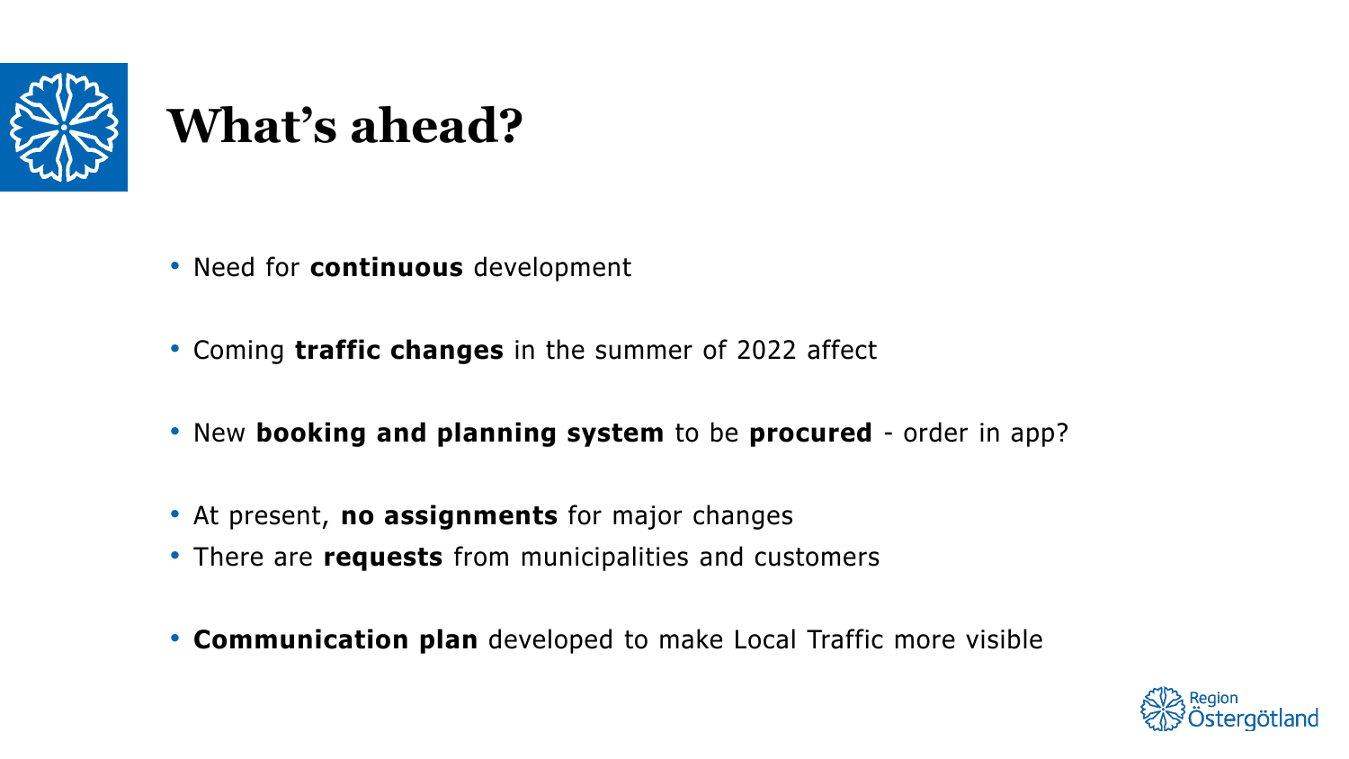# What's ahead?

- Need for **continuous** development
- Coming **traffic changes** in the summer of 2022 affect
- New **booking and planning system** to be **procured** - order in app?
- At present, **no assignments** for major changes
- There are **requests** from municipalities and customers
- **Communication plan** developed to make Local Traffic more visible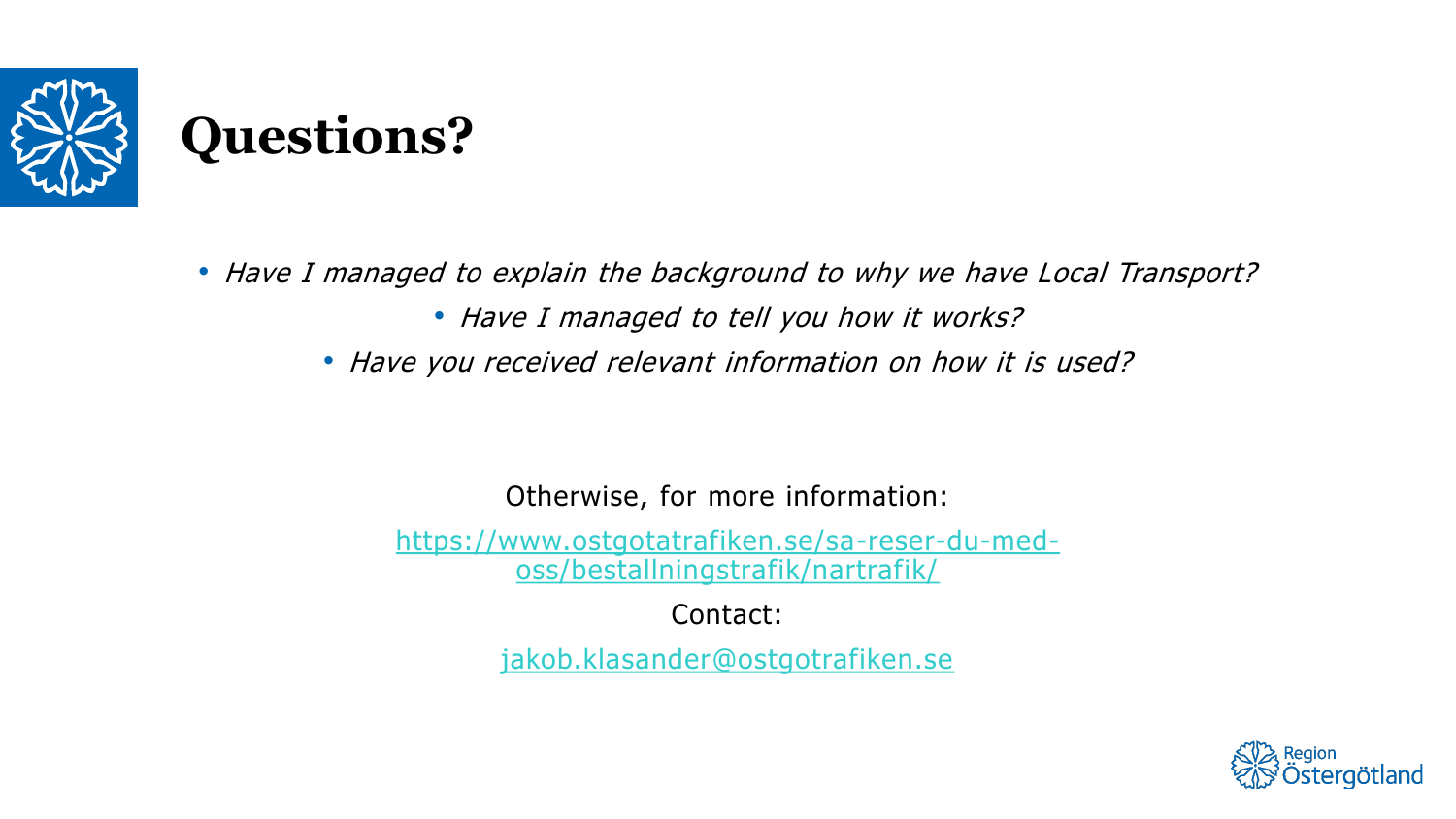# Questions?

- *Have I managed to explain the background to why we have Local Transport?*
- *Have I managed to tell you how it works?*
- *Have you received relevant information on how it is used?*

Otherwise, for more information:

https://www.ostgotatrafiken.se/sa-reser-du-med-oss/bestallningstrafik/nartrafik/

Contact:

jakob.klasander@ostgotrafiken.se

Region Östergötland